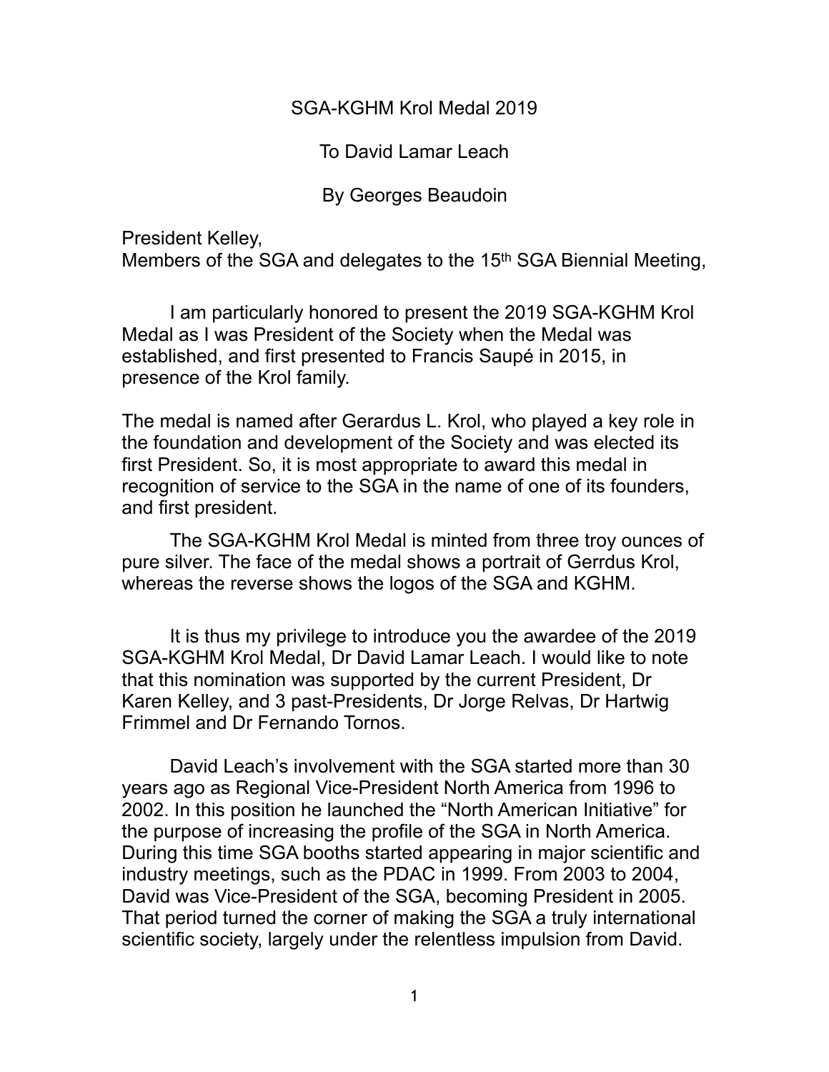SGA-KGHM Krol Medal 2019

To David Lamar Leach

By Georges Beaudoin

President Kelley,
Members of the SGA and delegates to the 15th SGA Biennial Meeting,

I am particularly honored to present the 2019 SGA-KGHM Krol Medal as I was President of the Society when the Medal was established, and first presented to Francis Saupé in 2015, in presence of the Krol family.

The medal is named after Gerardus L. Krol, who played a key role in the foundation and development of the Society and was elected its first President. So, it is most appropriate to award this medal in recognition of service to the SGA in the name of one of its founders, and first president.

The SGA-KGHM Krol Medal is minted from three troy ounces of pure silver. The face of the medal shows a portrait of Gerrdus Krol, whereas the reverse shows the logos of the SGA and KGHM.

It is thus my privilege to introduce you the awardee of the 2019 SGA-KGHM Krol Medal, Dr David Lamar Leach. I would like to note that this nomination was supported by the current President, Dr Karen Kelley, and 3 past-Presidents, Dr Jorge Relvas, Dr Hartwig Frimmel and Dr Fernando Tornos.

David Leach's involvement with the SGA started more than 30 years ago as Regional Vice-President North America from 1996 to 2002. In this position he launched the "North American Initiative" for the purpose of increasing the profile of the SGA in North America. During this time SGA booths started appearing in major scientific and industry meetings, such as the PDAC in 1999. From 2003 to 2004, David was Vice-President of the SGA, becoming President in 2005. That period turned the corner of making the SGA a truly international scientific society, largely under the relentless impulsion from David.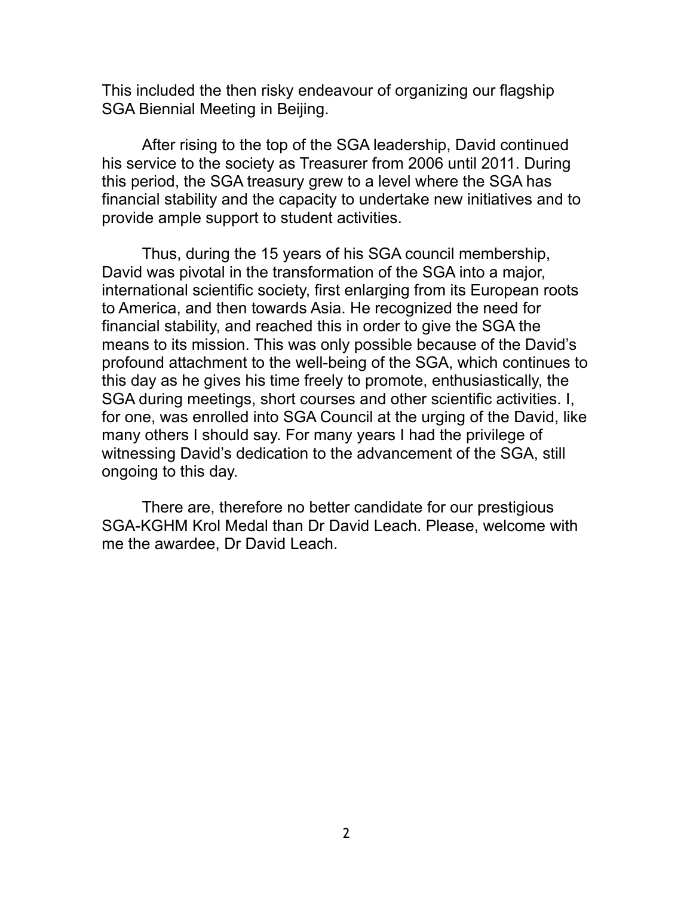This included the then risky endeavour of organizing our flagship SGA Biennial Meeting in Beijing.

After rising to the top of the SGA leadership, David continued his service to the society as Treasurer from 2006 until 2011. During this period, the SGA treasury grew to a level where the SGA has financial stability and the capacity to undertake new initiatives and to provide ample support to student activities.

Thus, during the 15 years of his SGA council membership, David was pivotal in the transformation of the SGA into a major, international scientific society, first enlarging from its European roots to America, and then towards Asia. He recognized the need for financial stability, and reached this in order to give the SGA the means to its mission. This was only possible because of the David's profound attachment to the well-being of the SGA, which continues to this day as he gives his time freely to promote, enthusiastically, the SGA during meetings, short courses and other scientific activities. I, for one, was enrolled into SGA Council at the urging of the David, like many others I should say. For many years I had the privilege of witnessing David's dedication to the advancement of the SGA, still ongoing to this day.

There are, therefore no better candidate for our prestigious SGA-KGHM Krol Medal than Dr David Leach. Please, welcome with me the awardee, Dr David Leach.